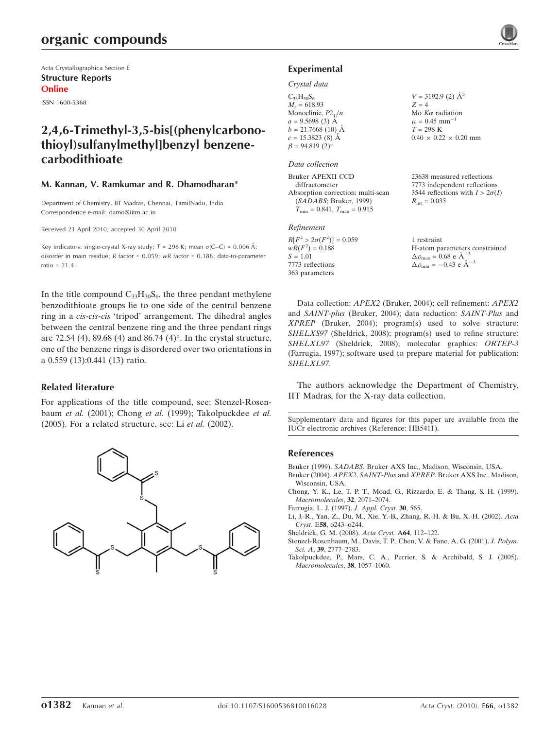Acta Crystallographica Section E
**Structure Reports**
**Online**

ISSN 1600-5368

# 2,4,6-Trimethyl-3,5-bis[(phenylcarbonothioyl)sulfanylmethyl]benzyl benzenecarbodithioate

**M. Kannan, V. Ramkumar and R. Dhamodharan***

Department of Chemistry, IIT Madras, Chennai, TamilNadu, India
Correspondence e-mail: damo@iitm.ac.in

Received 21 April 2010; accepted 30 April 2010

Key indicators: single-crystal X-ray study; $T$ = 298 K; mean $\sigma$(C–C) = 0.006 Å; disorder in main residue; $R$ factor = 0.059; $wR$ factor = 0.188; data-to-parameter ratio = 21.4.

In the title compound $C_{33}H_{30}S_6$, the three pendant methylene benzodithioate groups lie to one side of the central benzene ring in a *cis-cis-cis* 'tripod' arrangement. The dihedral angles between the central benzene ring and the three pendant rings are 72.54 (4), 89.68 (4) and 86.74 (4)°. In the crystal structure, one of the benzene rings is disordered over two orientations in a 0.559 (13):0.441 (13) ratio.

## Related literature

For applications of the title compound, see: Stenzel-Rosenbaum *et al.* (2001); Chong *et al.* (1999); Takolpuckdee *et al.* (2005). For a related structure, see: Li *et al.* (2002).

## Experimental

### Crystal data

$C_{33}H_{30}S_6$
$M_r$ = 618.93
Monoclinic, $P2_1/n$
$a$ = 9.5698 (3) Å
$b$ = 21.7668 (10) Å
$c$ = 15.3823 (8) Å
$\beta$ = 94.819 (2)°
$V$ = 3192.9 (2) Å$^3$
$Z$ = 4
Mo $K\alpha$ radiation
$\mu$ = 0.45 mm$^{-1}$
$T$ = 298 K
0.40 × 0.22 × 0.20 mm

### Data collection

Bruker APEXII CCD diffractometer
Absorption correction: multi-scan (*SADABS*; Bruker, 1999)
$T_{min}$ = 0.841, $T_{max}$ = 0.915
23638 measured reflections
7773 independent reflections
3544 reflections with $I > 2\sigma(I)$
$R_{int}$ = 0.035

### Refinement

$R[F^2 > 2\sigma(F^2)]$ = 0.059
$wR(F^2)$ = 0.188
$S$ = 1.01
7773 reflections
363 parameters
1 restraint
H-atom parameters constrained
$\Delta\rho_{max}$ = 0.68 e Å$^{-3}$
$\Delta\rho_{min}$ = −0.43 e Å$^{-3}$

Data collection: *APEX2* (Bruker, 2004); cell refinement: *APEX2* and *SAINT-plus* (Bruker, 2004); data reduction: *SAINT-Plus* and *XPREP* (Bruker, 2004); program(s) used to solve structure: *SHELXS97* (Sheldrick, 2008); program(s) used to refine structure: *SHELXL97* (Sheldrick, 2008); molecular graphics: *ORTEP-3* (Farrugia, 1997); software used to prepare material for publication: *SHELXL97*.

The authors acknowledge the Department of Chemistry, IIT Madras, for the X-ray data collection.

Supplementary data and figures for this paper are available from the IUCr electronic archives (Reference: HB5411).

## References

Bruker (1999). *SADABS*. Bruker AXS Inc., Madison, Wisconsin, USA.
Bruker (2004). *APEX2*, *SAINT-Plus* and *XPREP*. Bruker AXS Inc., Madison, Wisconsin, USA.
Chong, Y. K., Le, T. P. T., Moad, G., Rizzardo, E. & Thang, S. H. (1999). *Macromolecules*, **32**, 2071–2074.
Farrugia, L. J. (1997). *J. Appl. Cryst.* **30**, 565.
Li, J.-R., Yan, Z., Du, M., Xie, Y.-B., Zhang, R.-H. & Bu, X.-H. (2002). *Acta Cryst.* E**58**, o243–o244.
Sheldrick, G. M. (2008). *Acta Cryst.* A**64**, 112–122.
Stenzel-Rosenbaum, M., Davis, T. P., Chen, V. & Fane, A. G. (2001). *J. Polym. Sci. A*, **39**, 2777–2783.
Takolpuckdee, P., Mars, C. A., Perrier, S. & Archibald, S. J. (2005). *Macromolecules*, **38**, 1057–1060.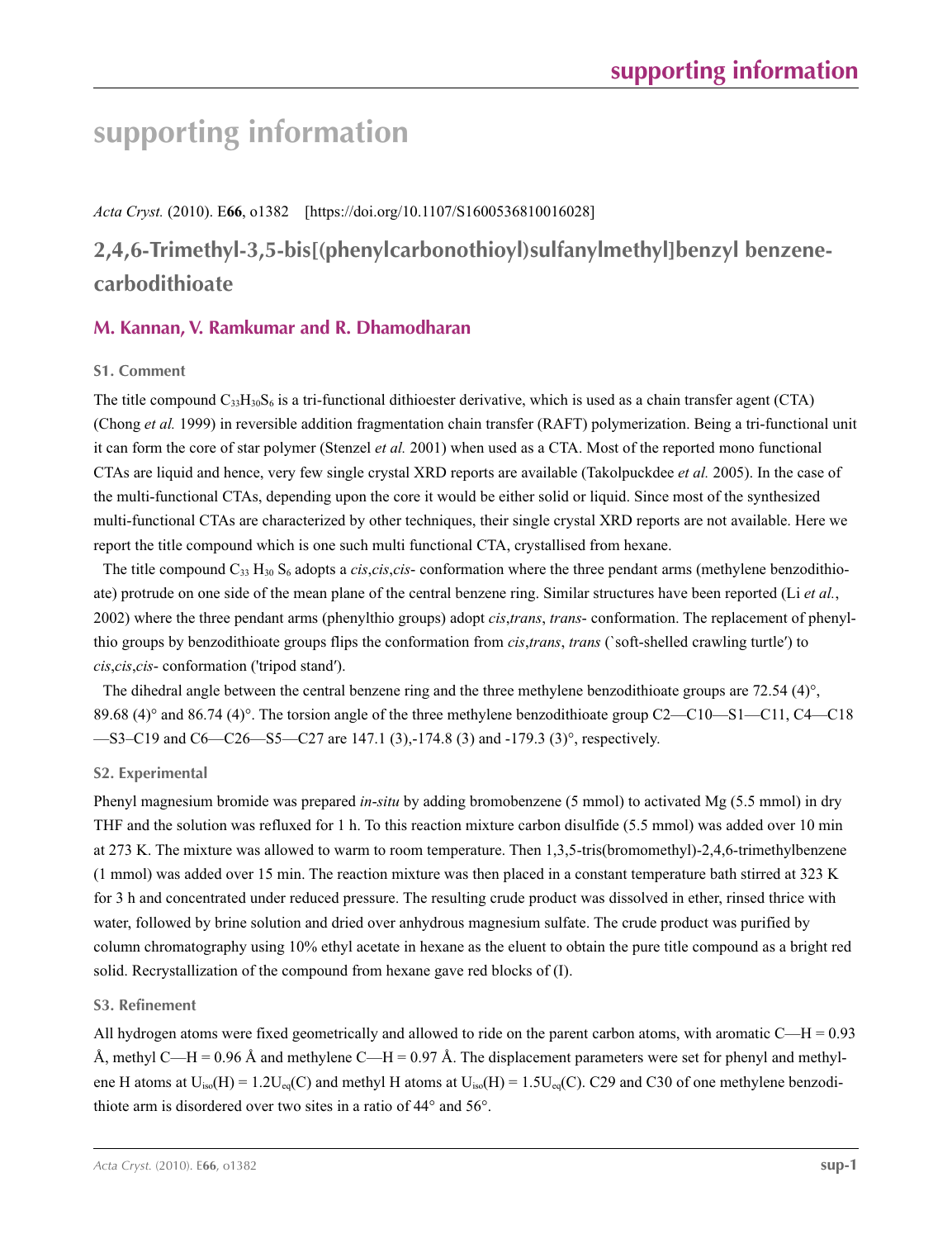# supporting information

*Acta Cryst.* (2010). E**66**, o1382 [https://doi.org/10.1107/S1600536810016028]

## 2,4,6-Trimethyl-3,5-bis[(phenylcarbonothioyl)sulfanylmethyl]benzyl benzene­carbodithioate

### M. Kannan, V. Ramkumar and R. Dhamodharan

#### S1. Comment

The title compound $C_{33}H_{30}S_6$ is a tri-functional dithioester derivative, which is used as a chain transfer agent (CTA) (Chong *et al.* 1999) in reversible addition fragmentation chain transfer (RAFT) polymerization. Being a tri-functional unit it can form the core of star polymer (Stenzel *et al.* 2001) when used as a CTA. Most of the reported mono functional CTAs are liquid and hence, very few single crystal XRD reports are available (Takolpuckdee *et al.* 2005). In the case of the multi-functional CTAs, depending upon the core it would be either solid or liquid. Since most of the synthesized multi-functional CTAs are characterized by other techniques, their single crystal XRD reports are not available. Here we report the title compound which is one such multi functional CTA, crystallised from hexane.

The title compound $C_{33}H_{30}S_6$ adopts a *cis*,*cis*,*cis*- conformation where the three pendant arms (methylene benzodithioate) protrude on one side of the mean plane of the central benzene ring. Similar structures have been reported (Li *et al.*, 2002) where the three pendant arms (phenylthio groups) adopt *cis*,*trans*, *trans*- conformation. The replacement of phenylthio groups by benzodithioate groups flips the conformation from *cis*,*trans*, *trans* (`soft-shelled crawling turtle′) to *cis*,*cis*,*cis*- conformation ('tripod stand′).

The dihedral angle between the central benzene ring and the three methylene benzodithioate groups are 72.54 (4)°, 89.68 (4)° and 86.74 (4)°. The torsion angle of the three methylene benzodithioate group C2—C10—S1—C11, C4—C18—S3–C19 and C6—C26—S5—C27 are 147.1 (3),-174.8 (3) and -179.3 (3)°, respectively.

#### S2. Experimental

Phenyl magnesium bromide was prepared *in-situ* by adding bromobenzene (5 mmol) to activated Mg (5.5 mmol) in dry THF and the solution was refluxed for 1 h. To this reaction mixture carbon disulfide (5.5 mmol) was added over 10 min at 273 K. The mixture was allowed to warm to room temperature. Then 1,3,5-tris(bromomethyl)-2,4,6-trimethylbenzene (1 mmol) was added over 15 min. The reaction mixture was then placed in a constant temperature bath stirred at 323 K for 3 h and concentrated under reduced pressure. The resulting crude product was dissolved in ether, rinsed thrice with water, followed by brine solution and dried over anhydrous magnesium sulfate. The crude product was purified by column chromatography using 10% ethyl acetate in hexane as the eluent to obtain the pure title compound as a bright red solid. Recrystallization of the compound from hexane gave red blocks of (I).

#### S3. Refinement

All hydrogen atoms were fixed geometrically and allowed to ride on the parent carbon atoms, with aromatic C—H = 0.93 Å, methyl C—H = 0.96 Å and methylene C—H = 0.97 Å. The displacement parameters were set for phenyl and methylene H atoms at $U_{iso}(H) = 1.2U_{eq}(C)$ and methyl H atoms at $U_{iso}(H) = 1.5U_{eq}(C)$. C29 and C30 of one methylene benzodithiote arm is disordered over two sites in a ratio of 44° and 56°.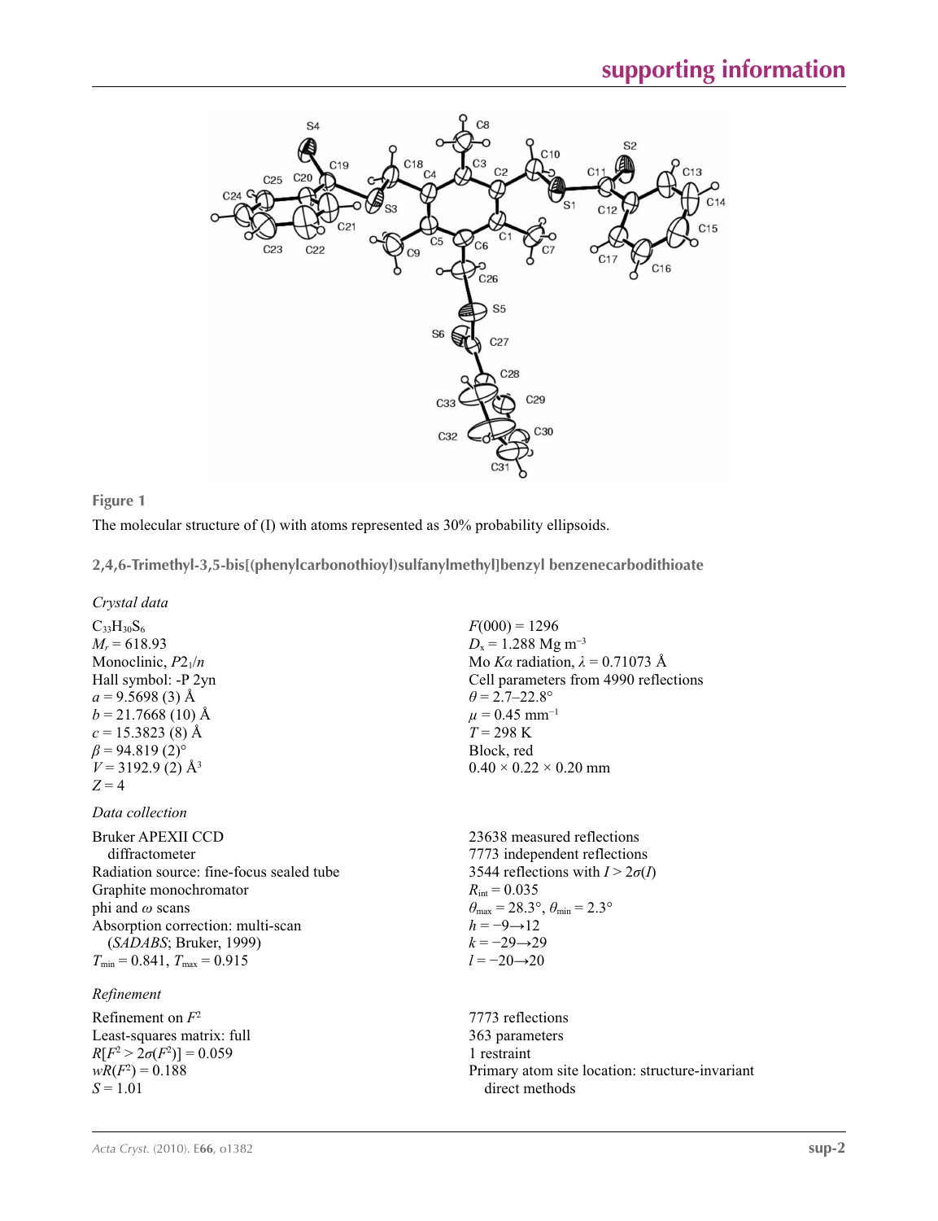**Figure 1**

The molecular structure of (I) with atoms represented as 30% probability ellipsoids.

## 2,4,6-Trimethyl-3,5-bis[(phenylcarbonothioyl)sulfanylmethyl]benzyl benzenecarbodithioate

### *Crystal data*

$C_{33}H_{30}S_6$
$M_r = 618.93$
Monoclinic, $P2_1/n$
Hall symbol: -P 2yn
$a = 9.5698$ (3) Å
$b = 21.7668$ (10) Å
$c = 15.3823$ (8) Å
$\beta = 94.819$ (2)°
$V = 3192.9$ (2) Å$^3$
$Z = 4$
$F(000) = 1296$
$D_x = 1.288$ Mg m$^{-3}$
Mo $K\alpha$ radiation, $\lambda = 0.71073$ Å
Cell parameters from 4990 reflections
$\theta = 2.7$–22.8°
$\mu = 0.45$ mm$^{-1}$
$T = 298$ K
Block, red
0.40 × 0.22 × 0.20 mm

### *Data collection*

Bruker APEXII CCD diffractometer
Radiation source: fine-focus sealed tube
Graphite monochromator
phi and $\omega$ scans
Absorption correction: multi-scan (*SADABS*; Bruker, 1999)
$T_{min} = 0.841$, $T_{max} = 0.915$
23638 measured reflections
7773 independent reflections
3544 reflections with $I > 2\sigma(I)$
$R_{int} = 0.035$
$\theta_{max} = 28.3°$, $\theta_{min} = 2.3°$
$h = -9 \rightarrow 12$
$k = -29 \rightarrow 29$
$l = -20 \rightarrow 20$

### *Refinement*

Refinement on $F^2$
Least-squares matrix: full
$R[F^2 > 2\sigma(F^2)] = 0.059$
$wR(F^2) = 0.188$
$S = 1.01$
7773 reflections
363 parameters
1 restraint
Primary atom site location: structure-invariant direct methods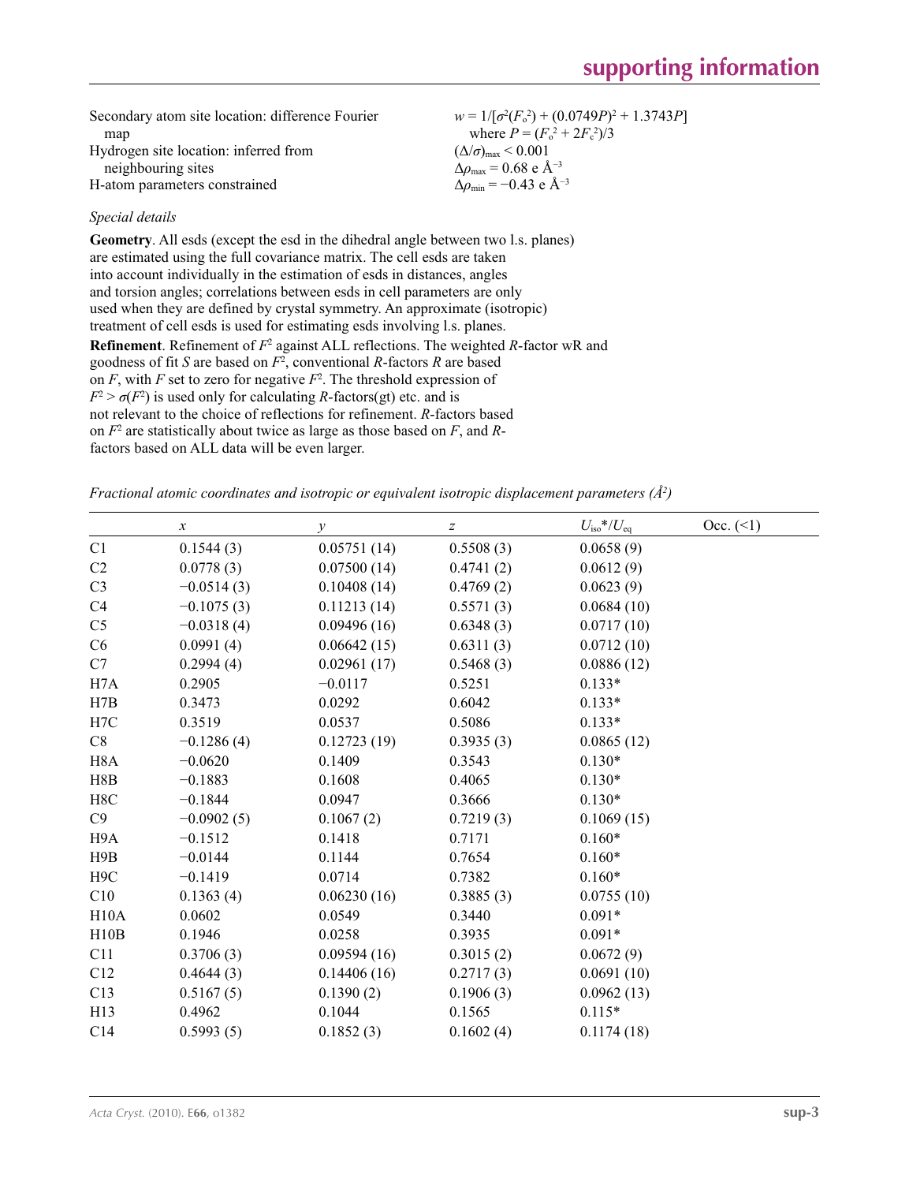Secondary atom site location: difference Fourier map
Hydrogen site location: inferred from neighbouring sites
H-atom parameters constrained

$w = 1/[\sigma^2(F_o^2) + (0.0749P)^2 + 1.3743P]$
where $P = (F_o^2 + 2F_c^2)/3$
$(\Delta/\sigma)_{max} < 0.001$
$\Delta\rho_{max} = 0.68$ e Å$^{-3}$
$\Delta\rho_{min} = -0.43$ e Å$^{-3}$

*Special details*

**Geometry**. All esds (except the esd in the dihedral angle between two l.s. planes) are estimated using the full covariance matrix. The cell esds are taken into account individually in the estimation of esds in distances, angles and torsion angles; correlations between esds in cell parameters are only used when they are defined by crystal symmetry. An approximate (isotropic) treatment of cell esds is used for estimating esds involving l.s. planes.

**Refinement**. Refinement of $F^2$ against ALL reflections. The weighted $R$-factor w$R$ and goodness of fit $S$ are based on $F^2$, conventional $R$-factors $R$ are based on $F$, with $F$ set to zero for negative $F^2$. The threshold expression of $F^2 > \sigma(F^2)$ is used only for calculating $R$-factors(gt) etc. and is not relevant to the choice of reflections for refinement. $R$-factors based on $F^2$ are statistically about twice as large as those based on $F$, and $R$-factors based on ALL data will be even larger.

*Fractional atomic coordinates and isotropic or equivalent isotropic displacement parameters (Å$^2$)*

| | $x$ | $y$ | $z$ | $U_{iso}$\*/$U_{eq}$ | Occ. (<1) |
|---|---|---|---|---|---|
| C1 | 0.1544 (3) | 0.05751 (14) | 0.5508 (3) | 0.0658 (9) | |
| C2 | 0.0778 (3) | 0.07500 (14) | 0.4741 (2) | 0.0612 (9) | |
| C3 | −0.0514 (3) | 0.10408 (14) | 0.4769 (2) | 0.0623 (9) | |
| C4 | −0.1075 (3) | 0.11213 (14) | 0.5571 (3) | 0.0684 (10) | |
| C5 | −0.0318 (4) | 0.09496 (16) | 0.6348 (3) | 0.0717 (10) | |
| C6 | 0.0991 (4) | 0.06642 (15) | 0.6311 (3) | 0.0712 (10) | |
| C7 | 0.2994 (4) | 0.02961 (17) | 0.5468 (3) | 0.0886 (12) | |
| H7A | 0.2905 | −0.0117 | 0.5251 | 0.133* | |
| H7B | 0.3473 | 0.0292 | 0.6042 | 0.133* | |
| H7C | 0.3519 | 0.0537 | 0.5086 | 0.133* | |
| C8 | −0.1286 (4) | 0.12723 (19) | 0.3935 (3) | 0.0865 (12) | |
| H8A | −0.0620 | 0.1409 | 0.3543 | 0.130* | |
| H8B | −0.1883 | 0.1608 | 0.4065 | 0.130* | |
| H8C | −0.1844 | 0.0947 | 0.3666 | 0.130* | |
| C9 | −0.0902 (5) | 0.1067 (2) | 0.7219 (3) | 0.1069 (15) | |
| H9A | −0.1512 | 0.1418 | 0.7171 | 0.160* | |
| H9B | −0.0144 | 0.1144 | 0.7654 | 0.160* | |
| H9C | −0.1419 | 0.0714 | 0.7382 | 0.160* | |
| C10 | 0.1363 (4) | 0.06230 (16) | 0.3885 (3) | 0.0755 (10) | |
| H10A | 0.0602 | 0.0549 | 0.3440 | 0.091* | |
| H10B | 0.1946 | 0.0258 | 0.3935 | 0.091* | |
| C11 | 0.3706 (3) | 0.09594 (16) | 0.3015 (2) | 0.0672 (9) | |
| C12 | 0.4644 (3) | 0.14406 (16) | 0.2717 (3) | 0.0691 (10) | |
| C13 | 0.5167 (5) | 0.1390 (2) | 0.1906 (3) | 0.0962 (13) | |
| H13 | 0.4962 | 0.1044 | 0.1565 | 0.115* | |
| C14 | 0.5993 (5) | 0.1852 (3) | 0.1602 (4) | 0.1174 (18) | |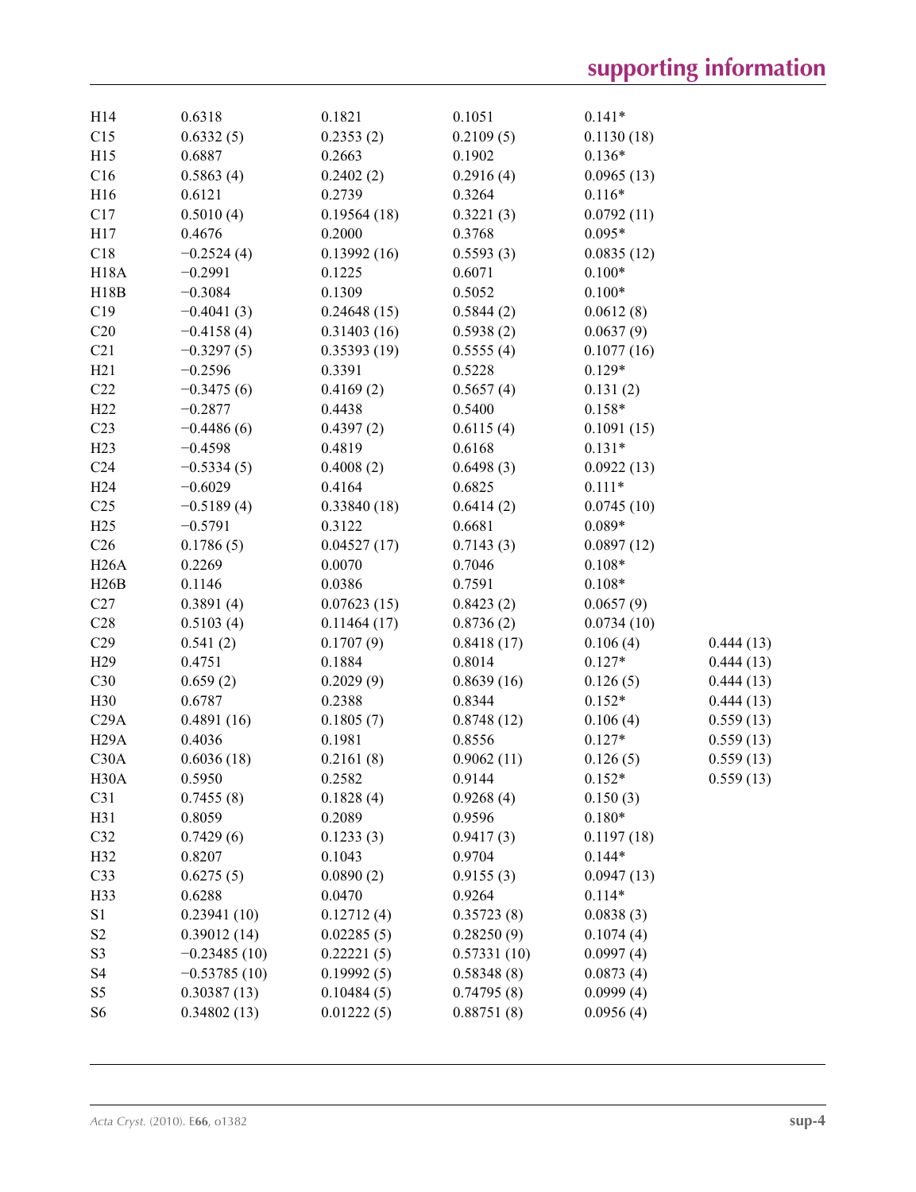| | | | | | |
|---|---|---|---|---|---|
| H14 | 0.6318 | 0.1821 | 0.1051 | 0.141* | |
| C15 | 0.6332 (5) | 0.2353 (2) | 0.2109 (5) | 0.1130 (18) | |
| H15 | 0.6887 | 0.2663 | 0.1902 | 0.136* | |
| C16 | 0.5863 (4) | 0.2402 (2) | 0.2916 (4) | 0.0965 (13) | |
| H16 | 0.6121 | 0.2739 | 0.3264 | 0.116* | |
| C17 | 0.5010 (4) | 0.19564 (18) | 0.3221 (3) | 0.0792 (11) | |
| H17 | 0.4676 | 0.2000 | 0.3768 | 0.095* | |
| C18 | −0.2524 (4) | 0.13992 (16) | 0.5593 (3) | 0.0835 (12) | |
| H18A | −0.2991 | 0.1225 | 0.6071 | 0.100* | |
| H18B | −0.3084 | 0.1309 | 0.5052 | 0.100* | |
| C19 | −0.4041 (3) | 0.24648 (15) | 0.5844 (2) | 0.0612 (8) | |
| C20 | −0.4158 (4) | 0.31403 (16) | 0.5938 (2) | 0.0637 (9) | |
| C21 | −0.3297 (5) | 0.35393 (19) | 0.5555 (4) | 0.1077 (16) | |
| H21 | −0.2596 | 0.3391 | 0.5228 | 0.129* | |
| C22 | −0.3475 (6) | 0.4169 (2) | 0.5657 (4) | 0.131 (2) | |
| H22 | −0.2877 | 0.4438 | 0.5400 | 0.158* | |
| C23 | −0.4486 (6) | 0.4397 (2) | 0.6115 (4) | 0.1091 (15) | |
| H23 | −0.4598 | 0.4819 | 0.6168 | 0.131* | |
| C24 | −0.5334 (5) | 0.4008 (2) | 0.6498 (3) | 0.0922 (13) | |
| H24 | −0.6029 | 0.4164 | 0.6825 | 0.111* | |
| C25 | −0.5189 (4) | 0.33840 (18) | 0.6414 (2) | 0.0745 (10) | |
| H25 | −0.5791 | 0.3122 | 0.6681 | 0.089* | |
| C26 | 0.1786 (5) | 0.04527 (17) | 0.7143 (3) | 0.0897 (12) | |
| H26A | 0.2269 | 0.0070 | 0.7046 | 0.108* | |
| H26B | 0.1146 | 0.0386 | 0.7591 | 0.108* | |
| C27 | 0.3891 (4) | 0.07623 (15) | 0.8423 (2) | 0.0657 (9) | |
| C28 | 0.5103 (4) | 0.11464 (17) | 0.8736 (2) | 0.0734 (10) | |
| C29 | 0.541 (2) | 0.1707 (9) | 0.8418 (17) | 0.106 (4) | 0.444 (13) |
| H29 | 0.4751 | 0.1884 | 0.8014 | 0.127* | 0.444 (13) |
| C30 | 0.659 (2) | 0.2029 (9) | 0.8639 (16) | 0.126 (5) | 0.444 (13) |
| H30 | 0.6787 | 0.2388 | 0.8344 | 0.152* | 0.444 (13) |
| C29A | 0.4891 (16) | 0.1805 (7) | 0.8748 (12) | 0.106 (4) | 0.559 (13) |
| H29A | 0.4036 | 0.1981 | 0.8556 | 0.127* | 0.559 (13) |
| C30A | 0.6036 (18) | 0.2161 (8) | 0.9062 (11) | 0.126 (5) | 0.559 (13) |
| H30A | 0.5950 | 0.2582 | 0.9144 | 0.152* | 0.559 (13) |
| C31 | 0.7455 (8) | 0.1828 (4) | 0.9268 (4) | 0.150 (3) | |
| H31 | 0.8059 | 0.2089 | 0.9596 | 0.180* | |
| C32 | 0.7429 (6) | 0.1233 (3) | 0.9417 (3) | 0.1197 (18) | |
| H32 | 0.8207 | 0.1043 | 0.9704 | 0.144* | |
| C33 | 0.6275 (5) | 0.0890 (2) | 0.9155 (3) | 0.0947 (13) | |
| H33 | 0.6288 | 0.0470 | 0.9264 | 0.114* | |
| S1 | 0.23941 (10) | 0.12712 (4) | 0.35723 (8) | 0.0838 (3) | |
| S2 | 0.39012 (14) | 0.02285 (5) | 0.28250 (9) | 0.1074 (4) | |
| S3 | −0.23485 (10) | 0.22221 (5) | 0.57331 (10) | 0.0997 (4) | |
| S4 | −0.53785 (10) | 0.19992 (5) | 0.58348 (8) | 0.0873 (4) | |
| S5 | 0.30387 (13) | 0.10484 (5) | 0.74795 (8) | 0.0999 (4) | |
| S6 | 0.34802 (13) | 0.01222 (5) | 0.88751 (8) | 0.0956 (4) | |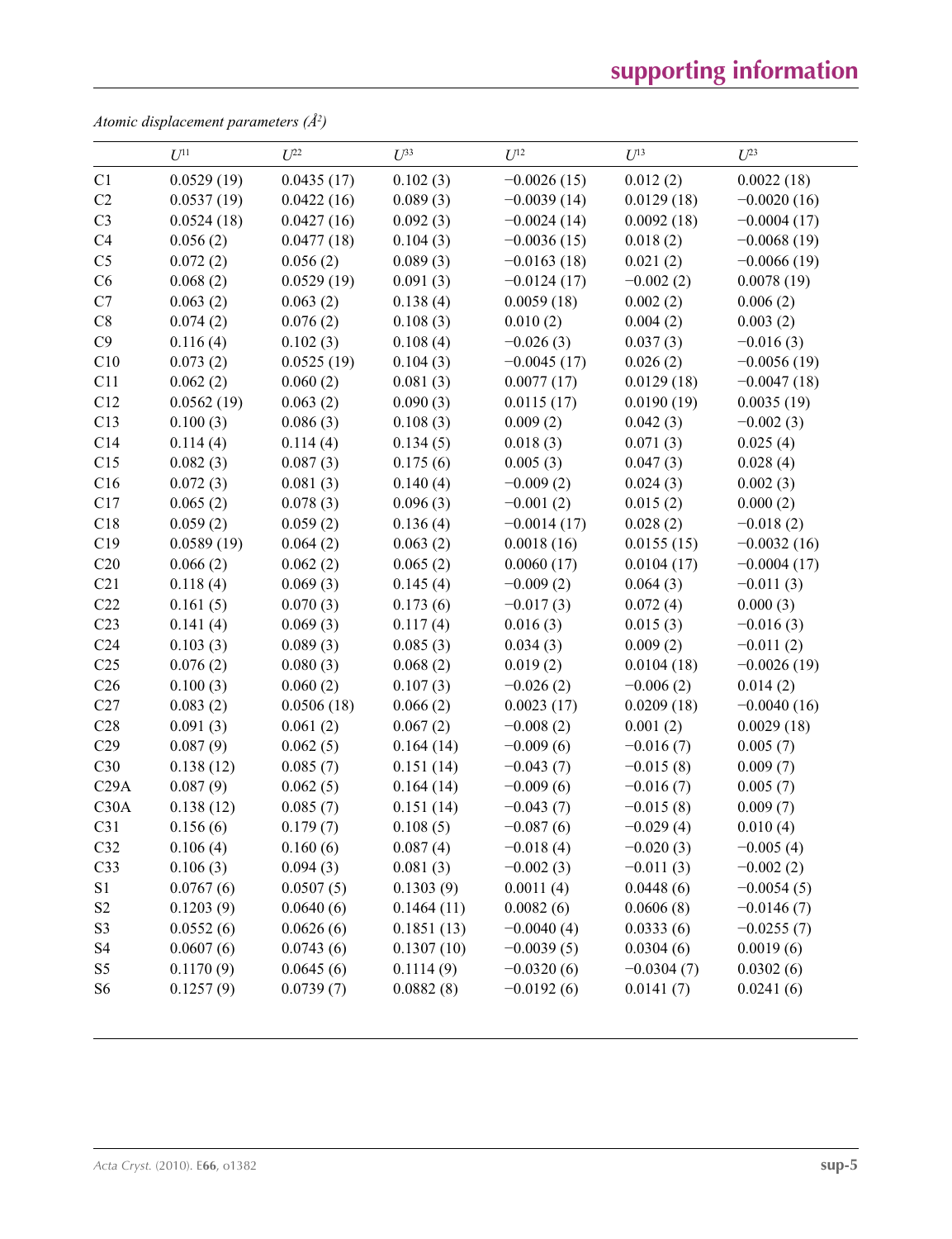*Atomic displacement parameters (Å$^2$)*

|  | $U^{11}$ | $U^{22}$ | $U^{33}$ | $U^{12}$ | $U^{13}$ | $U^{23}$ |
|---|---|---|---|---|---|---|
| C1 | 0.0529 (19) | 0.0435 (17) | 0.102 (3) | −0.0026 (15) | 0.012 (2) | 0.0022 (18) |
| C2 | 0.0537 (19) | 0.0422 (16) | 0.089 (3) | −0.0039 (14) | 0.0129 (18) | −0.0020 (16) |
| C3 | 0.0524 (18) | 0.0427 (16) | 0.092 (3) | −0.0024 (14) | 0.0092 (18) | −0.0004 (17) |
| C4 | 0.056 (2) | 0.0477 (18) | 0.104 (3) | −0.0036 (15) | 0.018 (2) | −0.0068 (19) |
| C5 | 0.072 (2) | 0.056 (2) | 0.089 (3) | −0.0163 (18) | 0.021 (2) | −0.0066 (19) |
| C6 | 0.068 (2) | 0.0529 (19) | 0.091 (3) | −0.0124 (17) | −0.002 (2) | 0.0078 (19) |
| C7 | 0.063 (2) | 0.063 (2) | 0.138 (4) | 0.0059 (18) | 0.002 (2) | 0.006 (2) |
| C8 | 0.074 (2) | 0.076 (2) | 0.108 (3) | 0.010 (2) | 0.004 (2) | 0.003 (2) |
| C9 | 0.116 (4) | 0.102 (3) | 0.108 (4) | −0.026 (3) | 0.037 (3) | −0.016 (3) |
| C10 | 0.073 (2) | 0.0525 (19) | 0.104 (3) | −0.0045 (17) | 0.026 (2) | −0.0056 (19) |
| C11 | 0.062 (2) | 0.060 (2) | 0.081 (3) | 0.0077 (17) | 0.0129 (18) | −0.0047 (18) |
| C12 | 0.0562 (19) | 0.063 (2) | 0.090 (3) | 0.0115 (17) | 0.0190 (19) | 0.0035 (19) |
| C13 | 0.100 (3) | 0.086 (3) | 0.108 (3) | 0.009 (2) | 0.042 (3) | −0.002 (3) |
| C14 | 0.114 (4) | 0.114 (4) | 0.134 (5) | 0.018 (3) | 0.071 (3) | 0.025 (4) |
| C15 | 0.082 (3) | 0.087 (3) | 0.175 (6) | 0.005 (3) | 0.047 (3) | 0.028 (4) |
| C16 | 0.072 (3) | 0.081 (3) | 0.140 (4) | −0.009 (2) | 0.024 (3) | 0.002 (3) |
| C17 | 0.065 (2) | 0.078 (3) | 0.096 (3) | −0.001 (2) | 0.015 (2) | 0.000 (2) |
| C18 | 0.059 (2) | 0.059 (2) | 0.136 (4) | −0.0014 (17) | 0.028 (2) | −0.018 (2) |
| C19 | 0.0589 (19) | 0.064 (2) | 0.063 (2) | 0.0018 (16) | 0.0155 (15) | −0.0032 (16) |
| C20 | 0.066 (2) | 0.062 (2) | 0.065 (2) | 0.0060 (17) | 0.0104 (17) | −0.0004 (17) |
| C21 | 0.118 (4) | 0.069 (3) | 0.145 (4) | −0.009 (2) | 0.064 (3) | −0.011 (3) |
| C22 | 0.161 (5) | 0.070 (3) | 0.173 (6) | −0.017 (3) | 0.072 (4) | 0.000 (3) |
| C23 | 0.141 (4) | 0.069 (3) | 0.117 (4) | 0.016 (3) | 0.015 (3) | −0.016 (3) |
| C24 | 0.103 (3) | 0.089 (3) | 0.085 (3) | 0.034 (3) | 0.009 (2) | −0.011 (2) |
| C25 | 0.076 (2) | 0.080 (3) | 0.068 (2) | 0.019 (2) | 0.0104 (18) | −0.0026 (19) |
| C26 | 0.100 (3) | 0.060 (2) | 0.107 (3) | −0.026 (2) | −0.006 (2) | 0.014 (2) |
| C27 | 0.083 (2) | 0.0506 (18) | 0.066 (2) | 0.0023 (17) | 0.0209 (18) | −0.0040 (16) |
| C28 | 0.091 (3) | 0.061 (2) | 0.067 (2) | −0.008 (2) | 0.001 (2) | 0.0029 (18) |
| C29 | 0.087 (9) | 0.062 (5) | 0.164 (14) | −0.009 (6) | −0.016 (7) | 0.005 (7) |
| C30 | 0.138 (12) | 0.085 (7) | 0.151 (14) | −0.043 (7) | −0.015 (8) | 0.009 (7) |
| C29A | 0.087 (9) | 0.062 (5) | 0.164 (14) | −0.009 (6) | −0.016 (7) | 0.005 (7) |
| C30A | 0.138 (12) | 0.085 (7) | 0.151 (14) | −0.043 (7) | −0.015 (8) | 0.009 (7) |
| C31 | 0.156 (6) | 0.179 (7) | 0.108 (5) | −0.087 (6) | −0.029 (4) | 0.010 (4) |
| C32 | 0.106 (4) | 0.160 (6) | 0.087 (4) | −0.018 (4) | −0.020 (3) | −0.005 (4) |
| C33 | 0.106 (3) | 0.094 (3) | 0.081 (3) | −0.002 (3) | −0.011 (3) | −0.002 (2) |
| S1 | 0.0767 (6) | 0.0507 (5) | 0.1303 (9) | 0.0011 (4) | 0.0448 (6) | −0.0054 (5) |
| S2 | 0.1203 (9) | 0.0640 (6) | 0.1464 (11) | 0.0082 (6) | 0.0606 (8) | −0.0146 (7) |
| S3 | 0.0552 (6) | 0.0626 (6) | 0.1851 (13) | −0.0040 (4) | 0.0333 (6) | −0.0255 (7) |
| S4 | 0.0607 (6) | 0.0743 (6) | 0.1307 (10) | −0.0039 (5) | 0.0304 (6) | 0.0019 (6) |
| S5 | 0.1170 (9) | 0.0645 (6) | 0.1114 (9) | −0.0320 (6) | −0.0304 (7) | 0.0302 (6) |
| S6 | 0.1257 (9) | 0.0739 (7) | 0.0882 (8) | −0.0192 (6) | 0.0141 (7) | 0.0241 (6) |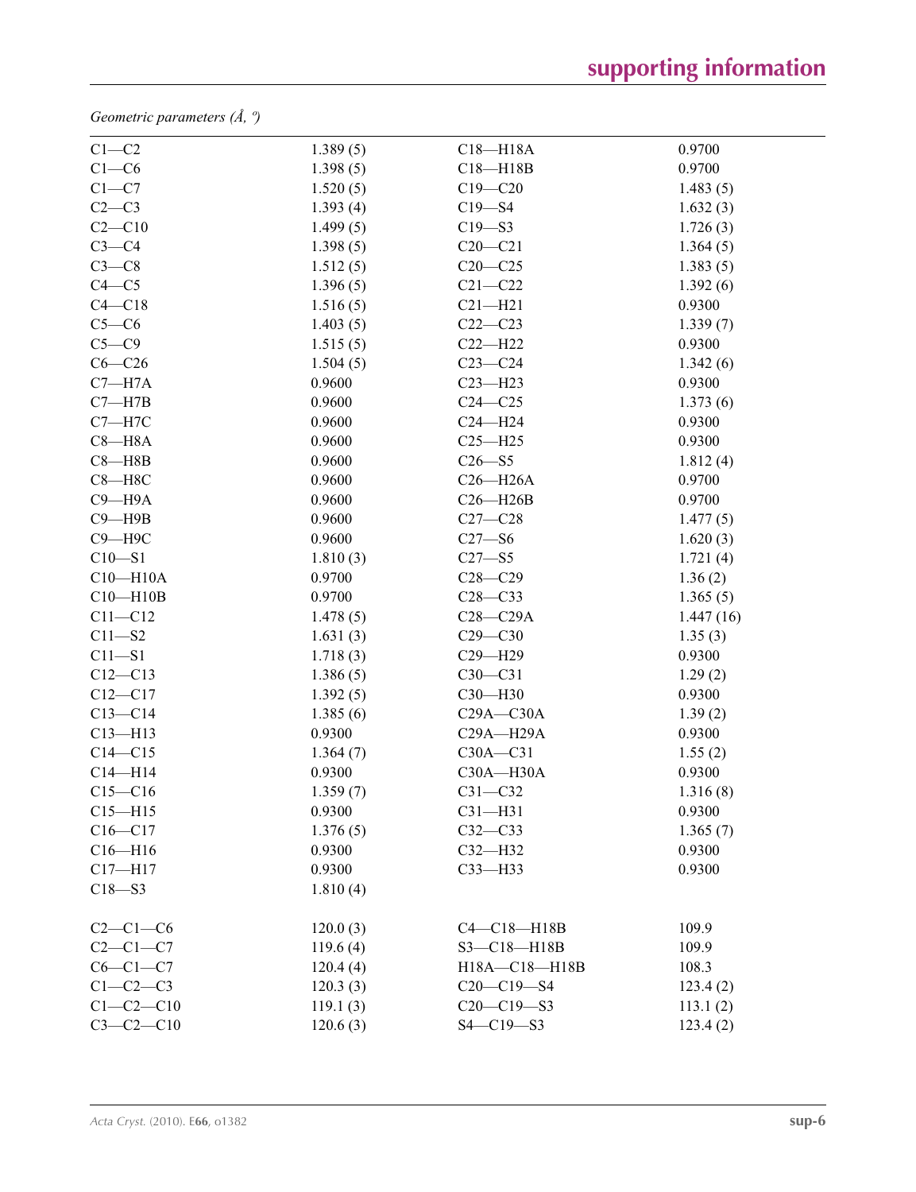*Geometric parameters (Å, º)*

| | | | |
|---|---|---|---|
| C1—C2 | 1.389 (5) | C18—H18A | 0.9700 |
| C1—C6 | 1.398 (5) | C18—H18B | 0.9700 |
| C1—C7 | 1.520 (5) | C19—C20 | 1.483 (5) |
| C2—C3 | 1.393 (4) | C19—S4 | 1.632 (3) |
| C2—C10 | 1.499 (5) | C19—S3 | 1.726 (3) |
| C3—C4 | 1.398 (5) | C20—C21 | 1.364 (5) |
| C3—C8 | 1.512 (5) | C20—C25 | 1.383 (5) |
| C4—C5 | 1.396 (5) | C21—C22 | 1.392 (6) |
| C4—C18 | 1.516 (5) | C21—H21 | 0.9300 |
| C5—C6 | 1.403 (5) | C22—C23 | 1.339 (7) |
| C5—C9 | 1.515 (5) | C22—H22 | 0.9300 |
| C6—C26 | 1.504 (5) | C23—C24 | 1.342 (6) |
| C7—H7A | 0.9600 | C23—H23 | 0.9300 |
| C7—H7B | 0.9600 | C24—C25 | 1.373 (6) |
| C7—H7C | 0.9600 | C24—H24 | 0.9300 |
| C8—H8A | 0.9600 | C25—H25 | 0.9300 |
| C8—H8B | 0.9600 | C26—S5 | 1.812 (4) |
| C8—H8C | 0.9600 | C26—H26A | 0.9700 |
| C9—H9A | 0.9600 | C26—H26B | 0.9700 |
| C9—H9B | 0.9600 | C27—C28 | 1.477 (5) |
| C9—H9C | 0.9600 | C27—S6 | 1.620 (3) |
| C10—S1 | 1.810 (3) | C27—S5 | 1.721 (4) |
| C10—H10A | 0.9700 | C28—C29 | 1.36 (2) |
| C10—H10B | 0.9700 | C28—C33 | 1.365 (5) |
| C11—C12 | 1.478 (5) | C28—C29A | 1.447 (16) |
| C11—S2 | 1.631 (3) | C29—C30 | 1.35 (3) |
| C11—S1 | 1.718 (3) | C29—H29 | 0.9300 |
| C12—C13 | 1.386 (5) | C30—C31 | 1.29 (2) |
| C12—C17 | 1.392 (5) | C30—H30 | 0.9300 |
| C13—C14 | 1.385 (6) | C29A—C30A | 1.39 (2) |
| C13—H13 | 0.9300 | C29A—H29A | 0.9300 |
| C14—C15 | 1.364 (7) | C30A—C31 | 1.55 (2) |
| C14—H14 | 0.9300 | C30A—H30A | 0.9300 |
| C15—C16 | 1.359 (7) | C31—C32 | 1.316 (8) |
| C15—H15 | 0.9300 | C31—H31 | 0.9300 |
| C16—C17 | 1.376 (5) | C32—C33 | 1.365 (7) |
| C16—H16 | 0.9300 | C32—H32 | 0.9300 |
| C17—H17 | 0.9300 | C33—H33 | 0.9300 |
| C18—S3 | 1.810 (4) | | |
| | | | |
| C2—C1—C6 | 120.0 (3) | C4—C18—H18B | 109.9 |
| C2—C1—C7 | 119.6 (4) | S3—C18—H18B | 109.9 |
| C6—C1—C7 | 120.4 (4) | H18A—C18—H18B | 108.3 |
| C1—C2—C3 | 120.3 (3) | C20—C19—S4 | 123.4 (2) |
| C1—C2—C10 | 119.1 (3) | C20—C19—S3 | 113.1 (2) |
| C3—C2—C10 | 120.6 (3) | S4—C19—S3 | 123.4 (2) |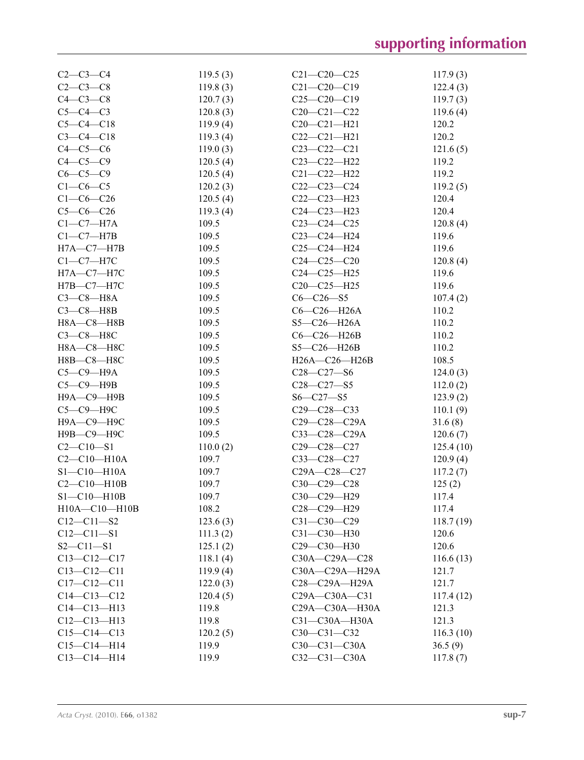| | | | |
|---|---|---|---|
| C2—C3—C4 | 119.5 (3) | C21—C20—C25 | 117.9 (3) |
| C2—C3—C8 | 119.8 (3) | C21—C20—C19 | 122.4 (3) |
| C4—C3—C8 | 120.7 (3) | C25—C20—C19 | 119.7 (3) |
| C5—C4—C3 | 120.8 (3) | C20—C21—C22 | 119.6 (4) |
| C5—C4—C18 | 119.9 (4) | C20—C21—H21 | 120.2 |
| C3—C4—C18 | 119.3 (4) | C22—C21—H21 | 120.2 |
| C4—C5—C6 | 119.0 (3) | C23—C22—C21 | 121.6 (5) |
| C4—C5—C9 | 120.5 (4) | C23—C22—H22 | 119.2 |
| C6—C5—C9 | 120.5 (4) | C21—C22—H22 | 119.2 |
| C1—C6—C5 | 120.2 (3) | C22—C23—C24 | 119.2 (5) |
| C1—C6—C26 | 120.5 (4) | C22—C23—H23 | 120.4 |
| C5—C6—C26 | 119.3 (4) | C24—C23—H23 | 120.4 |
| C1—C7—H7A | 109.5 | C23—C24—C25 | 120.8 (4) |
| C1—C7—H7B | 109.5 | C23—C24—H24 | 119.6 |
| H7A—C7—H7B | 109.5 | C25—C24—H24 | 119.6 |
| C1—C7—H7C | 109.5 | C24—C25—C20 | 120.8 (4) |
| H7A—C7—H7C | 109.5 | C24—C25—H25 | 119.6 |
| H7B—C7—H7C | 109.5 | C20—C25—H25 | 119.6 |
| C3—C8—H8A | 109.5 | C6—C26—S5 | 107.4 (2) |
| C3—C8—H8B | 109.5 | C6—C26—H26A | 110.2 |
| H8A—C8—H8B | 109.5 | S5—C26—H26A | 110.2 |
| C3—C8—H8C | 109.5 | C6—C26—H26B | 110.2 |
| H8A—C8—H8C | 109.5 | S5—C26—H26B | 110.2 |
| H8B—C8—H8C | 109.5 | H26A—C26—H26B | 108.5 |
| C5—C9—H9A | 109.5 | C28—C27—S6 | 124.0 (3) |
| C5—C9—H9B | 109.5 | C28—C27—S5 | 112.0 (2) |
| H9A—C9—H9B | 109.5 | S6—C27—S5 | 123.9 (2) |
| C5—C9—H9C | 109.5 | C29—C28—C33 | 110.1 (9) |
| H9A—C9—H9C | 109.5 | C29—C28—C29A | 31.6 (8) |
| H9B—C9—H9C | 109.5 | C33—C28—C29A | 120.6 (7) |
| C2—C10—S1 | 110.0 (2) | C29—C28—C27 | 125.4 (10) |
| C2—C10—H10A | 109.7 | C33—C28—C27 | 120.9 (4) |
| S1—C10—H10A | 109.7 | C29A—C28—C27 | 117.2 (7) |
| C2—C10—H10B | 109.7 | C30—C29—C28 | 125 (2) |
| S1—C10—H10B | 109.7 | C30—C29—H29 | 117.4 |
| H10A—C10—H10B | 108.2 | C28—C29—H29 | 117.4 |
| C12—C11—S2 | 123.6 (3) | C31—C30—C29 | 118.7 (19) |
| C12—C11—S1 | 111.3 (2) | C31—C30—H30 | 120.6 |
| S2—C11—S1 | 125.1 (2) | C29—C30—H30 | 120.6 |
| C13—C12—C17 | 118.1 (4) | C30A—C29A—C28 | 116.6 (13) |
| C13—C12—C11 | 119.9 (4) | C30A—C29A—H29A | 121.7 |
| C17—C12—C11 | 122.0 (3) | C28—C29A—H29A | 121.7 |
| C14—C13—C12 | 120.4 (5) | C29A—C30A—C31 | 117.4 (12) |
| C14—C13—H13 | 119.8 | C29A—C30A—H30A | 121.3 |
| C12—C13—H13 | 119.8 | C31—C30A—H30A | 121.3 |
| C15—C14—C13 | 120.2 (5) | C30—C31—C32 | 116.3 (10) |
| C15—C14—H14 | 119.9 | C30—C31—C30A | 36.5 (9) |
| C13—C14—H14 | 119.9 | C32—C31—C30A | 117.8 (7) |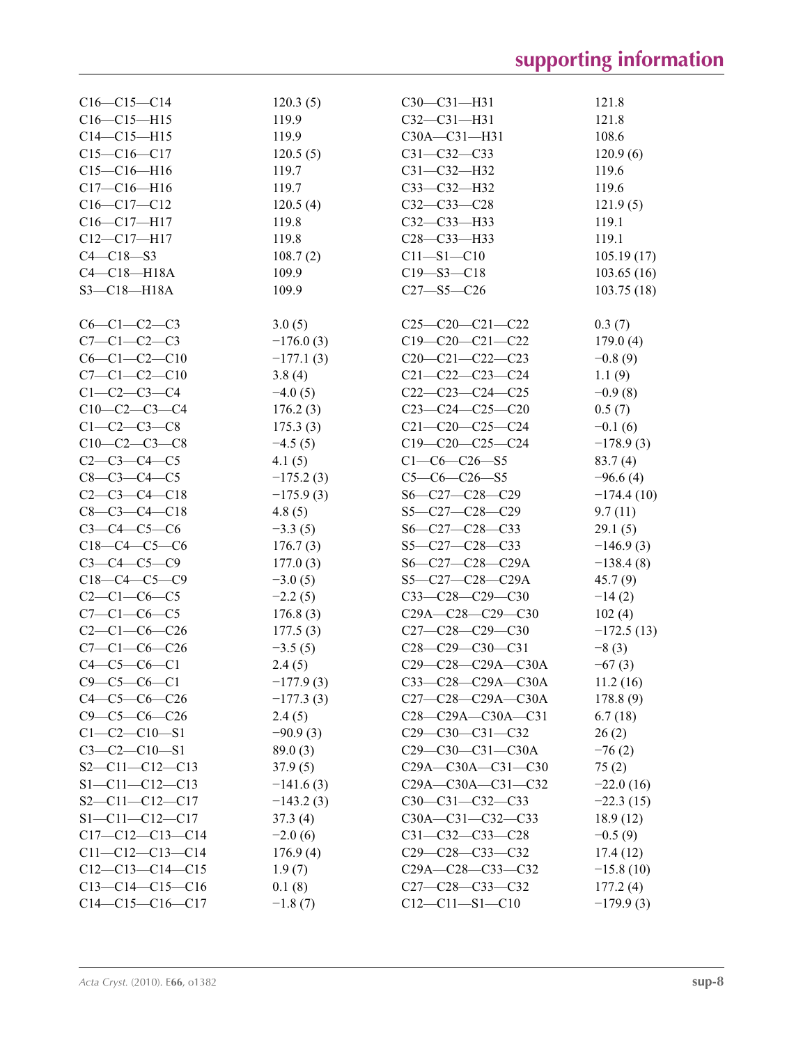| | | | |
|---|---|---|---|
| C16—C15—C14 | 120.3 (5) | C30—C31—H31 | 121.8 |
| C16—C15—H15 | 119.9 | C32—C31—H31 | 121.8 |
| C14—C15—H15 | 119.9 | C30A—C31—H31 | 108.6 |
| C15—C16—C17 | 120.5 (5) | C31—C32—C33 | 120.9 (6) |
| C15—C16—H16 | 119.7 | C31—C32—H32 | 119.6 |
| C17—C16—H16 | 119.7 | C33—C32—H32 | 119.6 |
| C16—C17—C12 | 120.5 (4) | C32—C33—C28 | 121.9 (5) |
| C16—C17—H17 | 119.8 | C32—C33—H33 | 119.1 |
| C12—C17—H17 | 119.8 | C28—C33—H33 | 119.1 |
| C4—C18—S3 | 108.7 (2) | C11—S1—C10 | 105.19 (17) |
| C4—C18—H18A | 109.9 | C19—S3—C18 | 103.65 (16) |
| S3—C18—H18A | 109.9 | C27—S5—C26 | 103.75 (18) |

| | | | |
|---|---|---|---|
| C6—C1—C2—C3 | 3.0 (5) | C25—C20—C21—C22 | 0.3 (7) |
| C7—C1—C2—C3 | −176.0 (3) | C19—C20—C21—C22 | 179.0 (4) |
| C6—C1—C2—C10 | −177.1 (3) | C20—C21—C22—C23 | −0.8 (9) |
| C7—C1—C2—C10 | 3.8 (4) | C21—C22—C23—C24 | 1.1 (9) |
| C1—C2—C3—C4 | −4.0 (5) | C22—C23—C24—C25 | −0.9 (8) |
| C10—C2—C3—C4 | 176.2 (3) | C23—C24—C25—C20 | 0.5 (7) |
| C1—C2—C3—C8 | 175.3 (3) | C21—C20—C25—C24 | −0.1 (6) |
| C10—C2—C3—C8 | −4.5 (5) | C19—C20—C25—C24 | −178.9 (3) |
| C2—C3—C4—C5 | 4.1 (5) | C1—C6—C26—S5 | 83.7 (4) |
| C8—C3—C4—C5 | −175.2 (3) | C5—C6—C26—S5 | −96.6 (4) |
| C2—C3—C4—C18 | −175.9 (3) | S6—C27—C28—C29 | −174.4 (10) |
| C8—C3—C4—C18 | 4.8 (5) | S5—C27—C28—C29 | 9.7 (11) |
| C3—C4—C5—C6 | −3.3 (5) | S6—C27—C28—C33 | 29.1 (5) |
| C18—C4—C5—C6 | 176.7 (3) | S5—C27—C28—C33 | −146.9 (3) |
| C3—C4—C5—C9 | 177.0 (3) | S6—C27—C28—C29A | −138.4 (8) |
| C18—C4—C5—C9 | −3.0 (5) | S5—C27—C28—C29A | 45.7 (9) |
| C2—C1—C6—C5 | −2.2 (5) | C33—C28—C29—C30 | −14 (2) |
| C7—C1—C6—C5 | 176.8 (3) | C29A—C28—C29—C30 | 102 (4) |
| C2—C1—C6—C26 | 177.5 (3) | C27—C28—C29—C30 | −172.5 (13) |
| C7—C1—C6—C26 | −3.5 (5) | C28—C29—C30—C31 | −8 (3) |
| C4—C5—C6—C1 | 2.4 (5) | C29—C28—C29A—C30A | −67 (3) |
| C9—C5—C6—C1 | −177.9 (3) | C33—C28—C29A—C30A | 11.2 (16) |
| C4—C5—C6—C26 | −177.3 (3) | C27—C28—C29A—C30A | 178.8 (9) |
| C9—C5—C6—C26 | 2.4 (5) | C28—C29A—C30A—C31 | 6.7 (18) |
| C1—C2—C10—S1 | −90.9 (3) | C29—C30—C31—C32 | 26 (2) |
| C3—C2—C10—S1 | 89.0 (3) | C29—C30—C31—C30A | −76 (2) |
| S2—C11—C12—C13 | 37.9 (5) | C29A—C30A—C31—C30 | 75 (2) |
| S1—C11—C12—C13 | −141.6 (3) | C29A—C30A—C31—C32 | −22.0 (16) |
| S2—C11—C12—C17 | −143.2 (3) | C30—C31—C32—C33 | −22.3 (15) |
| S1—C11—C12—C17 | 37.3 (4) | C30A—C31—C32—C33 | 18.9 (12) |
| C17—C12—C13—C14 | −2.0 (6) | C31—C32—C33—C28 | −0.5 (9) |
| C11—C12—C13—C14 | 176.9 (4) | C29—C28—C33—C32 | 17.4 (12) |
| C12—C13—C14—C15 | 1.9 (7) | C29A—C28—C33—C32 | −15.8 (10) |
| C13—C14—C15—C16 | 0.1 (8) | C27—C28—C33—C32 | 177.2 (4) |
| C14—C15—C16—C17 | −1.8 (7) | C12—C11—S1—C10 | −179.9 (3) |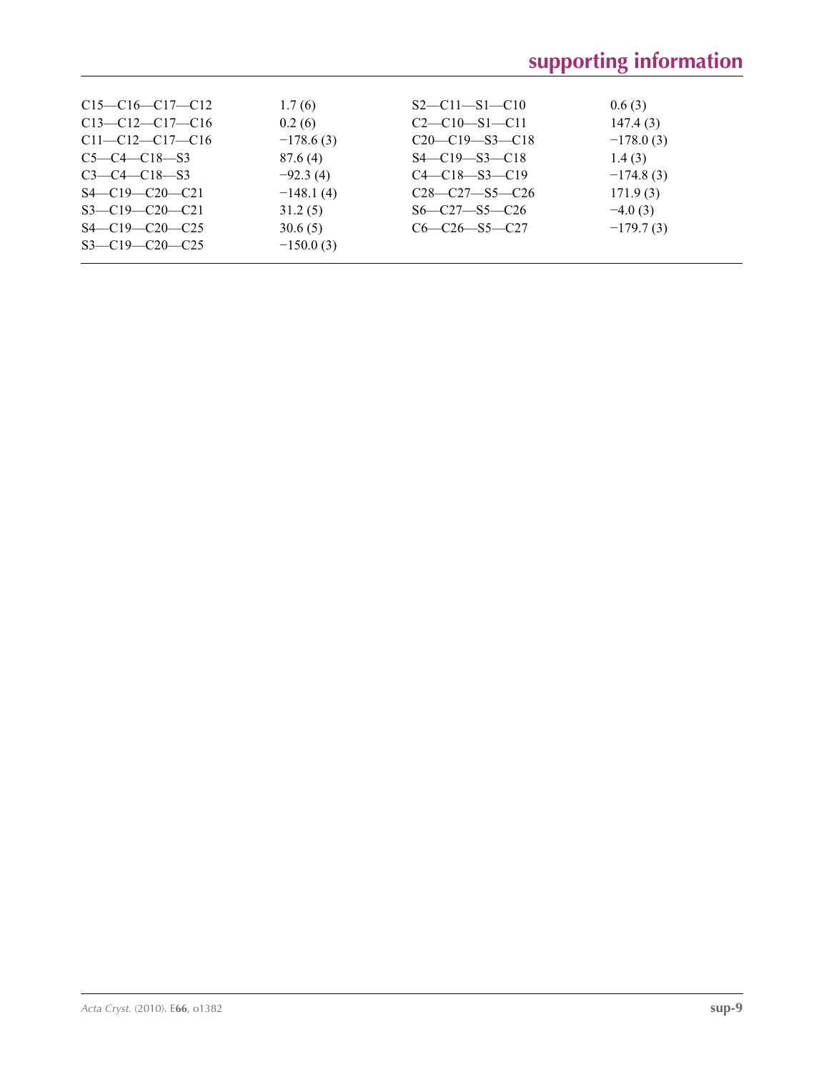| | | | |
|---|---|---|---|
| C15—C16—C17—C12 | 1.7 (6) | S2—C11—S1—C10 | 0.6 (3) |
| C13—C12—C17—C16 | 0.2 (6) | C2—C10—S1—C11 | 147.4 (3) |
| C11—C12—C17—C16 | −178.6 (3) | C20—C19—S3—C18 | −178.0 (3) |
| C5—C4—C18—S3 | 87.6 (4) | S4—C19—S3—C18 | 1.4 (3) |
| C3—C4—C18—S3 | −92.3 (4) | C4—C18—S3—C19 | −174.8 (3) |
| S4—C19—C20—C21 | −148.1 (4) | C28—C27—S5—C26 | 171.9 (3) |
| S3—C19—C20—C21 | 31.2 (5) | S6—C27—S5—C26 | −4.0 (3) |
| S4—C19—C20—C25 | 30.6 (5) | C6—C26—S5—C27 | −179.7 (3) |
| S3—C19—C20—C25 | −150.0 (3) | | |